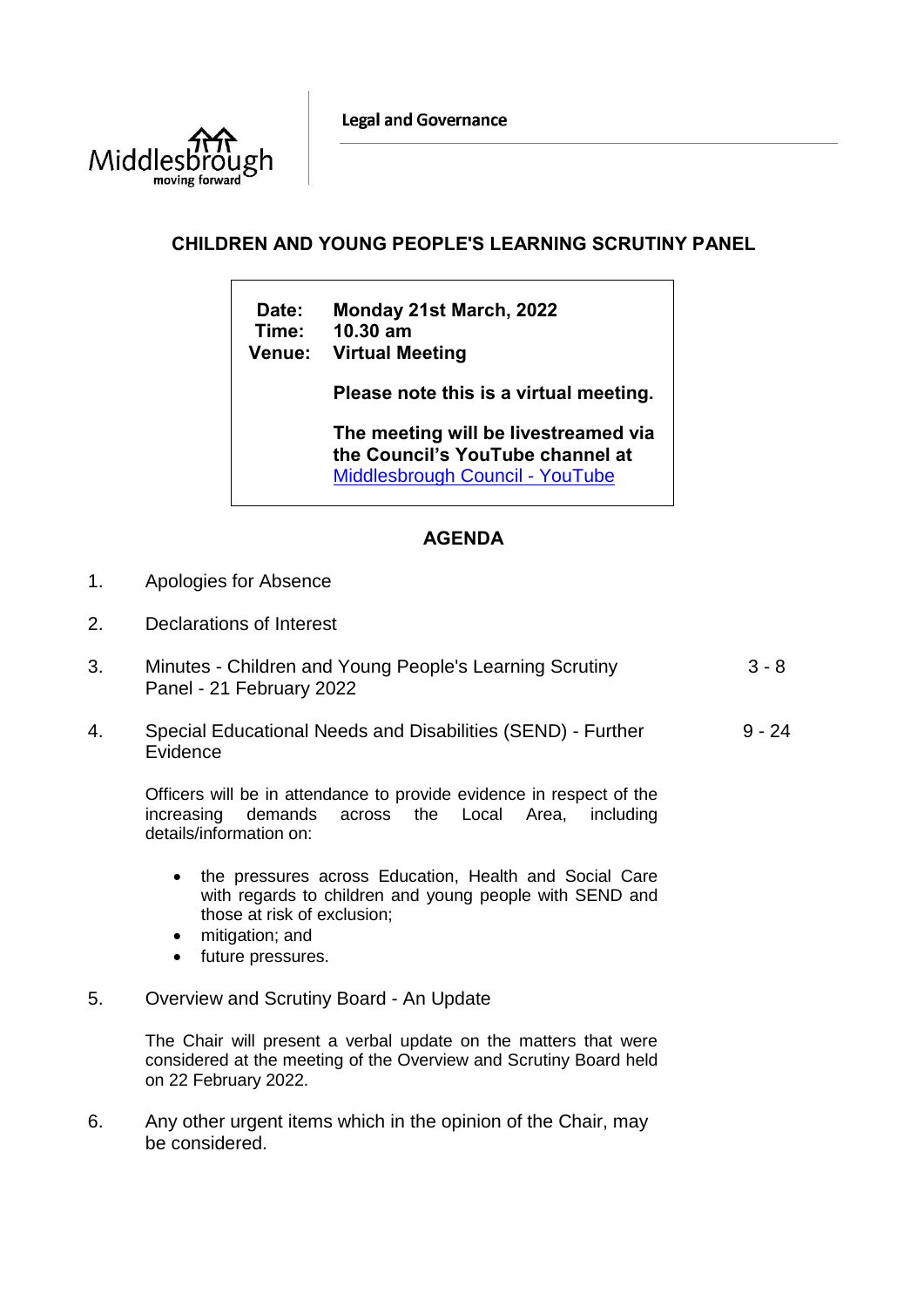Legal and Governance

# CHILDREN AND YOUNG PEOPLE'S LEARNING SCRUTINY PANEL

**Date:** Monday 21st March, 2022
**Time:** 10.30 am
**Venue:** Virtual Meeting

**Please note this is a virtual meeting.**

**The meeting will be livestreamed via the Council's YouTube channel at** [Middlesbrough Council - YouTube]

## AGENDA

1. Apologies for Absence

2. Declarations of Interest

3. Minutes - Children and Young People's Learning Scrutiny Panel - 21 February 2022 — 3 - 8

4. Special Educational Needs and Disabilities (SEND) - Further Evidence — 9 - 24

   Officers will be in attendance to provide evidence in respect of the increasing demands across the Local Area, including details/information on:

   - the pressures across Education, Health and Social Care with regards to children and young people with SEND and those at risk of exclusion;
   - mitigation; and
   - future pressures.

5. Overview and Scrutiny Board - An Update

   The Chair will present a verbal update on the matters that were considered at the meeting of the Overview and Scrutiny Board held on 22 February 2022.

6. Any other urgent items which in the opinion of the Chair, may be considered.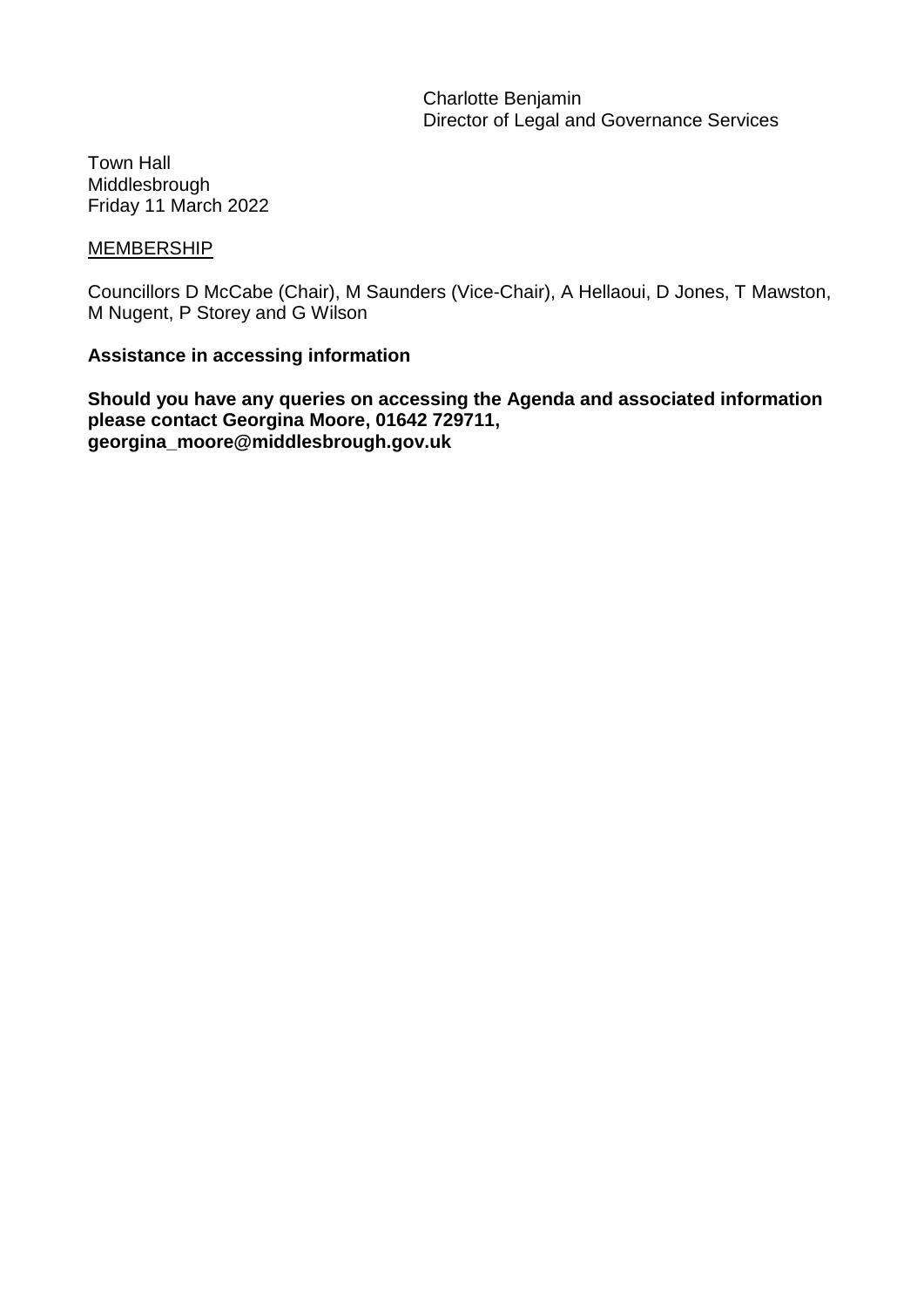Charlotte Benjamin
Director of Legal and Governance Services

Town Hall
Middlesbrough
Friday 11 March 2022

MEMBERSHIP

Councillors D McCabe (Chair), M Saunders (Vice-Chair), A Hellaoui, D Jones, T Mawston, M Nugent, P Storey and G Wilson

**Assistance in accessing information**

**Should you have any queries on accessing the Agenda and associated information please contact Georgina Moore, 01642 729711, georgina_moore@middlesbrough.gov.uk**